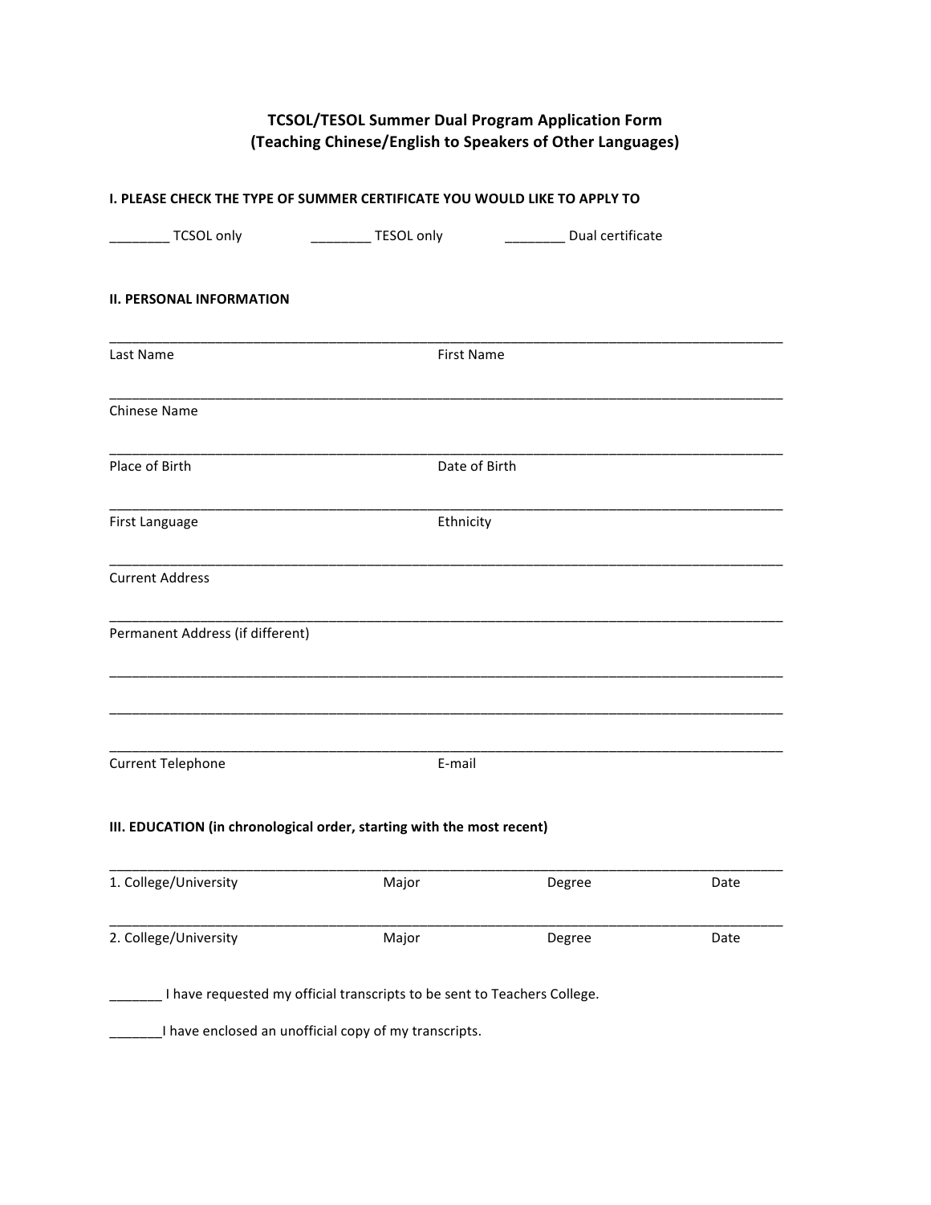# TCSOL/TESOL Summer Dual Program Application Form
## (Teaching Chinese/English to Speakers of Other Languages)

**I. PLEASE CHECK THE TYPE OF SUMMER CERTIFICATE YOU WOULD LIKE TO APPLY TO**

________ TCSOL only ________ TESOL only ________ Dual certificate

**II. PERSONAL INFORMATION**

_______________________________________________________________________________

Last Name First Name

_______________________________________________________________________________

Chinese Name

_______________________________________________________________________________

Place of Birth Date of Birth

_______________________________________________________________________________

First Language Ethnicity

_______________________________________________________________________________

Current Address

_______________________________________________________________________________

Permanent Address (if different)

_______________________________________________________________________________

_______________________________________________________________________________

_______________________________________________________________________________

Current Telephone E-mail

**III. EDUCATION (in chronological order, starting with the most recent)**

_______________________________________________________________________________

1. College/University Major Degree Date

_______________________________________________________________________________

2. College/University Major Degree Date

_______ I have requested my official transcripts to be sent to Teachers College.

_______I have enclosed an unofficial copy of my transcripts.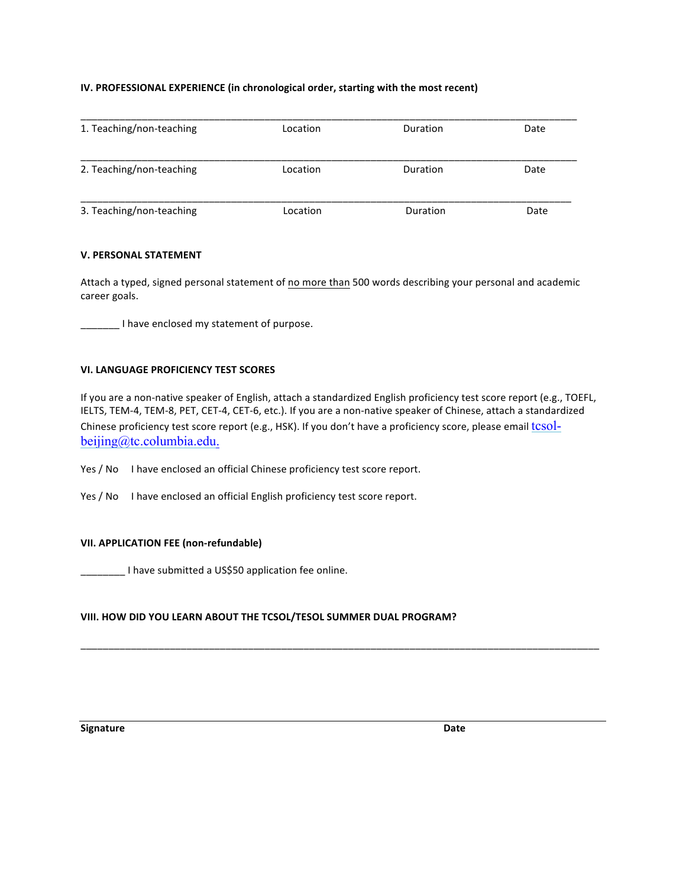**IV. PROFESSIONAL EXPERIENCE (in chronological order, starting with the most recent)**

| | | | |
|---|---|---|---|
| 1. Teaching/non-teaching | Location | Duration | Date |
| 2. Teaching/non-teaching | Location | Duration | Date |
| 3. Teaching/non-teaching | Location | Duration | Date |

**V. PERSONAL STATEMENT**

Attach a typed, signed personal statement of no more than 500 words describing your personal and academic career goals.

_______ I have enclosed my statement of purpose.

**VI. LANGUAGE PROFICIENCY TEST SCORES**

If you are a non-native speaker of English, attach a standardized English proficiency test score report (e.g., TOEFL, IELTS, TEM-4, TEM-8, PET, CET-4, CET-6, etc.). If you are a non-native speaker of Chinese, attach a standardized Chinese proficiency test score report (e.g., HSK). If you don't have a proficiency score, please email tcsol-beijing@tc.columbia.edu.

Yes / No   I have enclosed an official Chinese proficiency test score report.

Yes / No   I have enclosed an official English proficiency test score report.

**VII. APPLICATION FEE (non-refundable)**

________ I have submitted a US$50 application fee online.

**VIII. HOW DID YOU LEARN ABOUT THE TCSOL/TESOL SUMMER DUAL PROGRAM?**

_______________________________________________________________________________

**Signature** **Date**